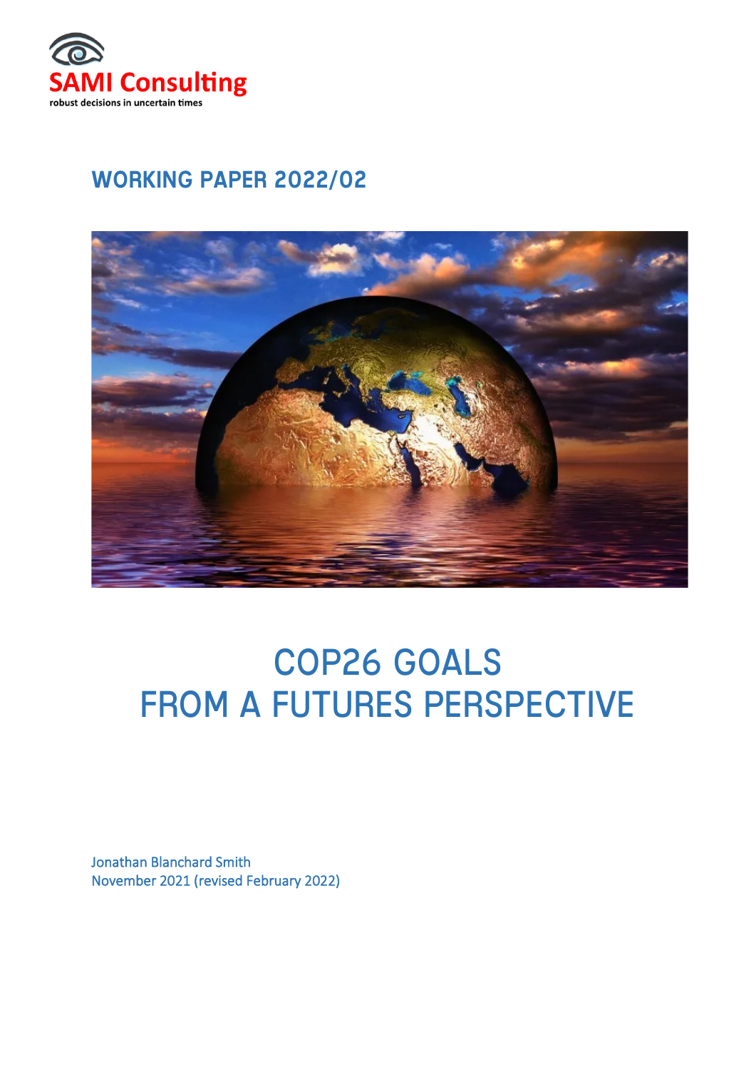SAMI Consulting

robust decisions in uncertain times

## WORKING PAPER 2022/02

# COP26 GOALS FROM A FUTURES PERSPECTIVE

Jonathan Blanchard Smith
November 2021 (revised February 2022)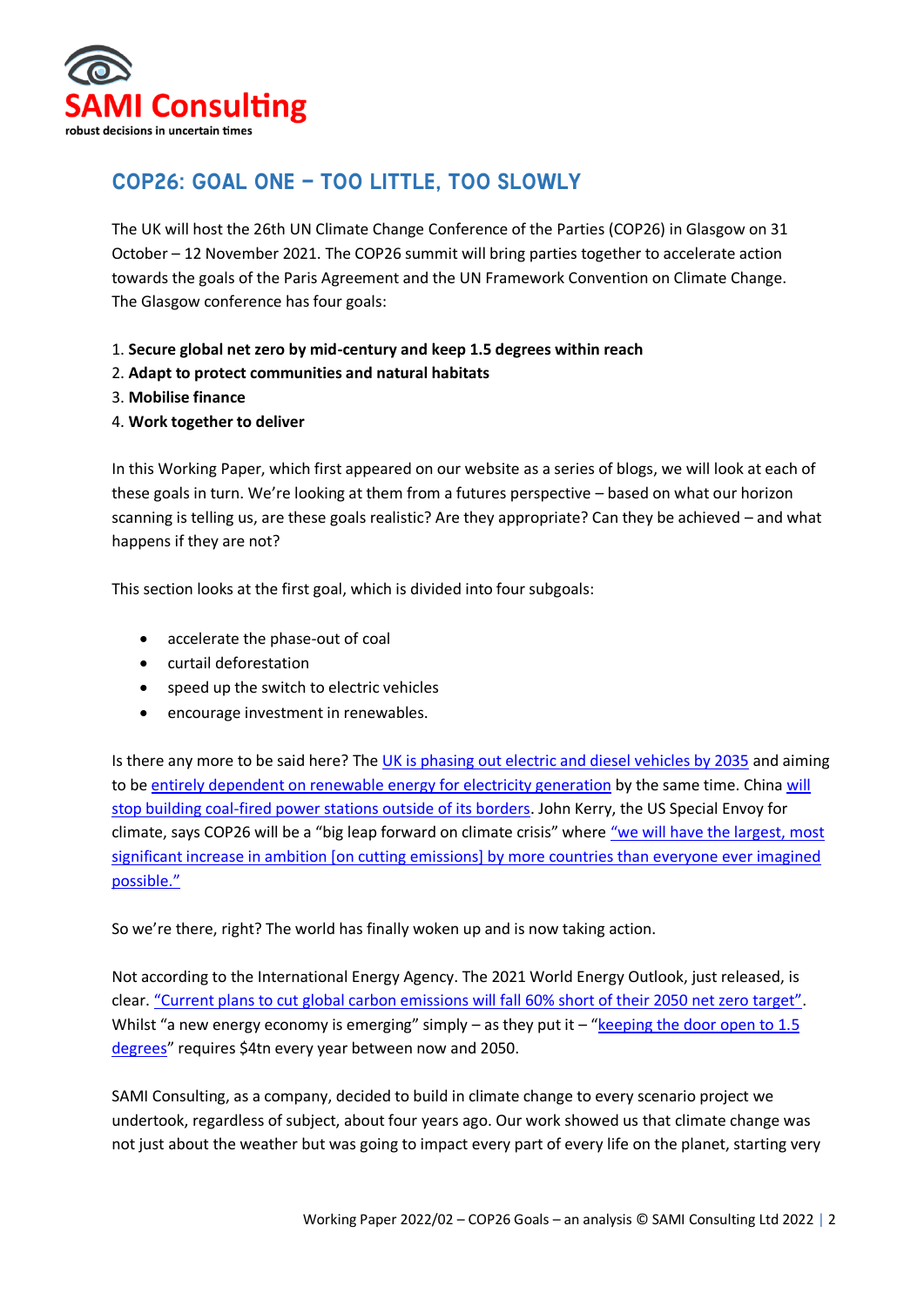SAMI Consulting

robust decisions in uncertain times

## COP26: GOAL ONE – TOO LITTLE, TOO SLOWLY

The UK will host the 26th UN Climate Change Conference of the Parties (COP26) in Glasgow on 31 October – 12 November 2021. The COP26 summit will bring parties together to accelerate action towards the goals of the Paris Agreement and the UN Framework Convention on Climate Change. The Glasgow conference has four goals:

1. **Secure global net zero by mid-century and keep 1.5 degrees within reach**
2. **Adapt to protect communities and natural habitats**
3. **Mobilise finance**
4. **Work together to deliver**

In this Working Paper, which first appeared on our website as a series of blogs, we will look at each of these goals in turn. We're looking at them from a futures perspective – based on what our horizon scanning is telling us, are these goals realistic? Are they appropriate? Can they be achieved – and what happens if they are not?

This section looks at the first goal, which is divided into four subgoals:

- accelerate the phase-out of coal
- curtail deforestation
- speed up the switch to electric vehicles
- encourage investment in renewables.

Is there any more to be said here? The UK is phasing out electric and diesel vehicles by 2035 and aiming to be entirely dependent on renewable energy for electricity generation by the same time. China will stop building coal-fired power stations outside of its borders. John Kerry, the US Special Envoy for climate, says COP26 will be a "big leap forward on climate crisis" where "we will have the largest, most significant increase in ambition [on cutting emissions] by more countries than everyone ever imagined possible."

So we're there, right? The world has finally woken up and is now taking action.

Not according to the International Energy Agency. The 2021 World Energy Outlook, just released, is clear. "Current plans to cut global carbon emissions will fall 60% short of their 2050 net zero target". Whilst "a new energy economy is emerging" simply – as they put it – "keeping the door open to 1.5 degrees" requires $4tn every year between now and 2050.

SAMI Consulting, as a company, decided to build in climate change to every scenario project we undertook, regardless of subject, about four years ago. Our work showed us that climate change was not just about the weather but was going to impact every part of every life on the planet, starting very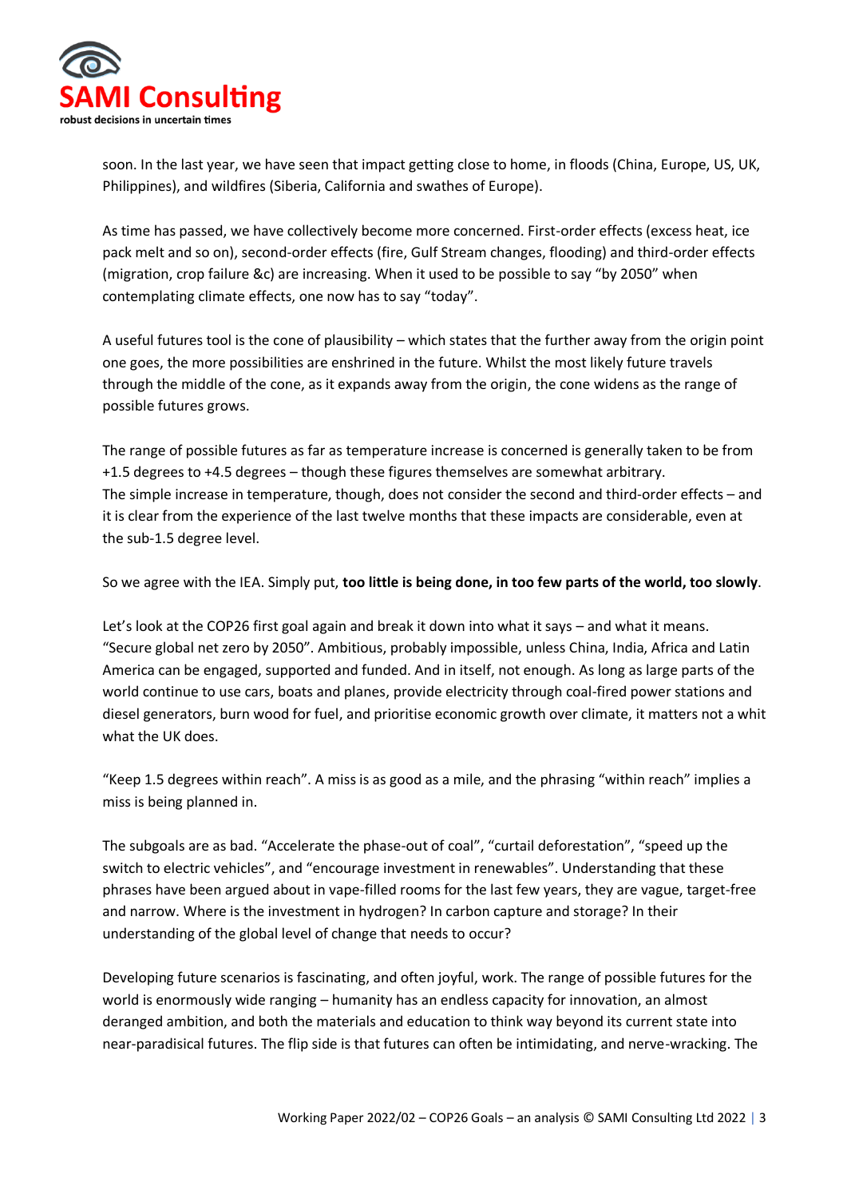soon. In the last year, we have seen that impact getting close to home, in floods (China, Europe, US, UK, Philippines), and wildfires (Siberia, California and swathes of Europe).

As time has passed, we have collectively become more concerned. First-order effects (excess heat, ice pack melt and so on), second-order effects (fire, Gulf Stream changes, flooding) and third-order effects (migration, crop failure &c) are increasing. When it used to be possible to say "by 2050" when contemplating climate effects, one now has to say "today".

A useful futures tool is the cone of plausibility – which states that the further away from the origin point one goes, the more possibilities are enshrined in the future. Whilst the most likely future travels through the middle of the cone, as it expands away from the origin, the cone widens as the range of possible futures grows.

The range of possible futures as far as temperature increase is concerned is generally taken to be from +1.5 degrees to +4.5 degrees – though these figures themselves are somewhat arbitrary.
The simple increase in temperature, though, does not consider the second and third-order effects – and it is clear from the experience of the last twelve months that these impacts are considerable, even at the sub-1.5 degree level.

So we agree with the IEA. Simply put, **too little is being done, in too few parts of the world, too slowly**.

Let's look at the COP26 first goal again and break it down into what it says – and what it means. "Secure global net zero by 2050". Ambitious, probably impossible, unless China, India, Africa and Latin America can be engaged, supported and funded. And in itself, not enough. As long as large parts of the world continue to use cars, boats and planes, provide electricity through coal-fired power stations and diesel generators, burn wood for fuel, and prioritise economic growth over climate, it matters not a whit what the UK does.

"Keep 1.5 degrees within reach". A miss is as good as a mile, and the phrasing "within reach" implies a miss is being planned in.

The subgoals are as bad. "Accelerate the phase-out of coal", "curtail deforestation", "speed up the switch to electric vehicles", and "encourage investment in renewables". Understanding that these phrases have been argued about in vape-filled rooms for the last few years, they are vague, target-free and narrow. Where is the investment in hydrogen? In carbon capture and storage? In their understanding of the global level of change that needs to occur?

Developing future scenarios is fascinating, and often joyful, work. The range of possible futures for the world is enormously wide ranging – humanity has an endless capacity for innovation, an almost deranged ambition, and both the materials and education to think way beyond its current state into near-paradisical futures. The flip side is that futures can often be intimidating, and nerve-wracking. The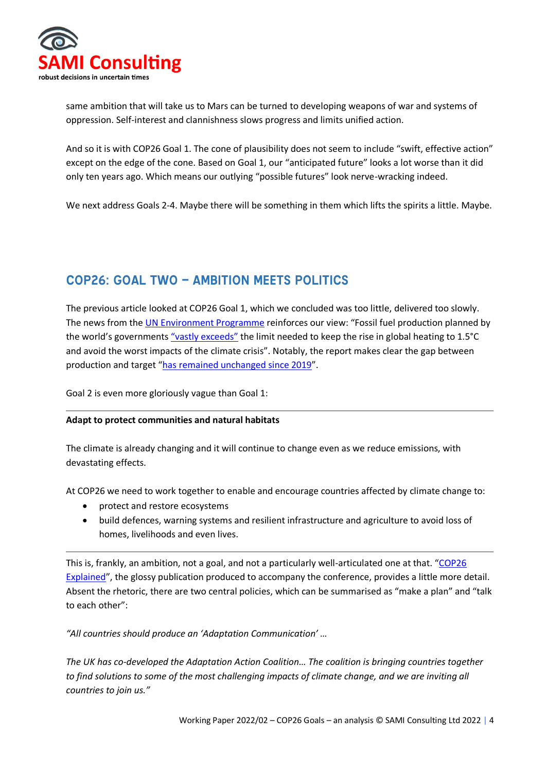same ambition that will take us to Mars can be turned to developing weapons of war and systems of oppression. Self-interest and clannishness slows progress and limits unified action.

And so it is with COP26 Goal 1. The cone of plausibility does not seem to include "swift, effective action" except on the edge of the cone. Based on Goal 1, our "anticipated future" looks a lot worse than it did only ten years ago. Which means our outlying "possible futures" look nerve-wracking indeed.

We next address Goals 2-4. Maybe there will be something in them which lifts the spirits a little. Maybe.

## COP26: GOAL TWO – AMBITION MEETS POLITICS

The previous article looked at COP26 Goal 1, which we concluded was too little, delivered too slowly. The news from the UN Environment Programme reinforces our view: "Fossil fuel production planned by the world's governments "vastly exceeds" the limit needed to keep the rise in global heating to 1.5°C and avoid the worst impacts of the climate crisis". Notably, the report makes clear the gap between production and target "has remained unchanged since 2019".

Goal 2 is even more gloriously vague than Goal 1:

---

**Adapt to protect communities and natural habitats**

The climate is already changing and it will continue to change even as we reduce emissions, with devastating effects.

At COP26 we need to work together to enable and encourage countries affected by climate change to:

- protect and restore ecosystems
- build defences, warning systems and resilient infrastructure and agriculture to avoid loss of homes, livelihoods and even lives.

---

This is, frankly, an ambition, not a goal, and not a particularly well-articulated one at that. "COP26 Explained", the glossy publication produced to accompany the conference, provides a little more detail. Absent the rhetoric, there are two central policies, which can be summarised as "make a plan" and "talk to each other":

*"All countries should produce an 'Adaptation Communication' …*

*The UK has co-developed the Adaptation Action Coalition… The coalition is bringing countries together to find solutions to some of the most challenging impacts of climate change, and we are inviting all countries to join us."*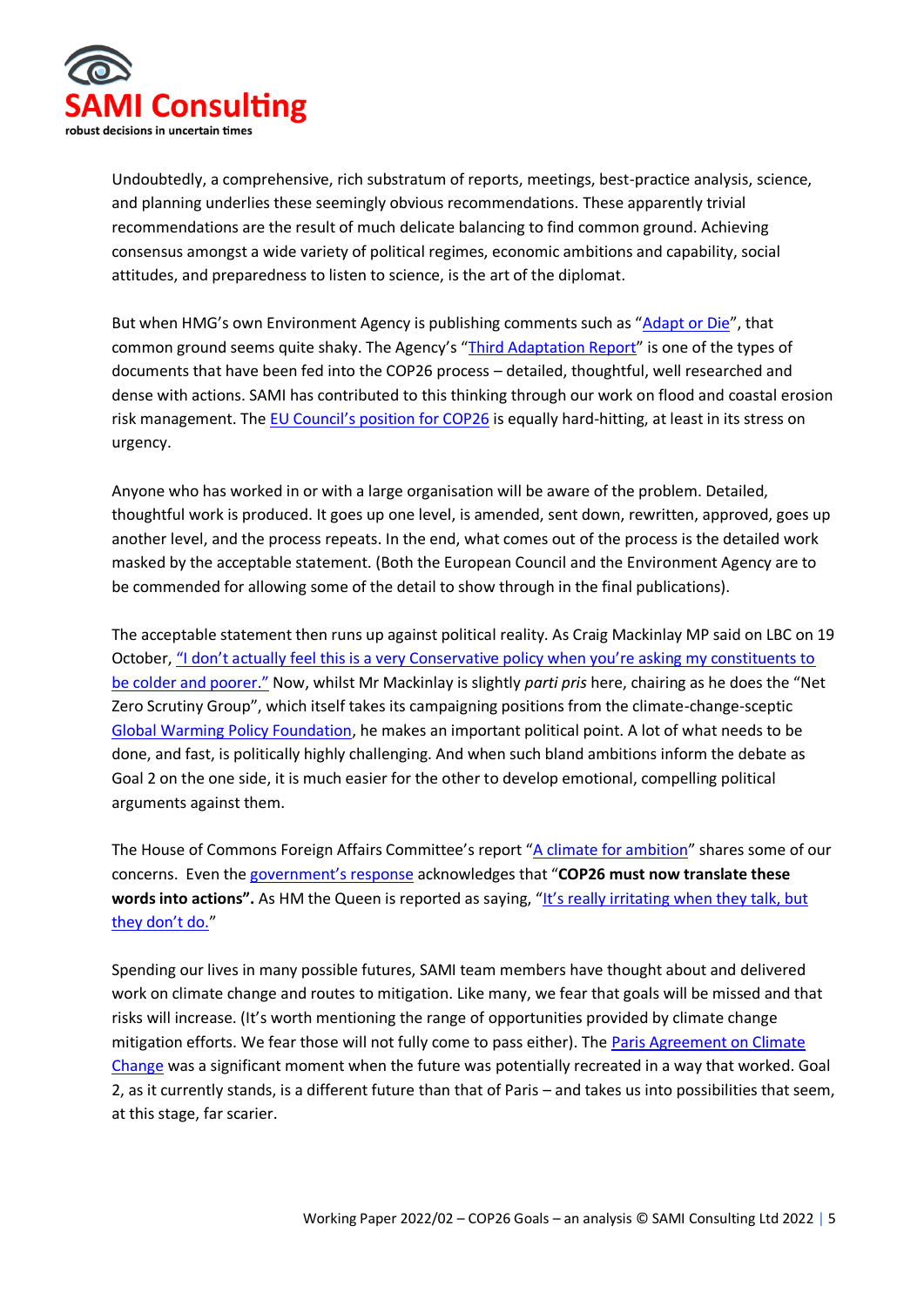Undoubtedly, a comprehensive, rich substratum of reports, meetings, best-practice analysis, science, and planning underlies these seemingly obvious recommendations. These apparently trivial recommendations are the result of much delicate balancing to find common ground. Achieving consensus amongst a wide variety of political regimes, economic ambitions and capability, social attitudes, and preparedness to listen to science, is the art of the diplomat.

But when HMG's own Environment Agency is publishing comments such as "Adapt or Die", that common ground seems quite shaky. The Agency's "Third Adaptation Report" is one of the types of documents that have been fed into the COP26 process – detailed, thoughtful, well researched and dense with actions. SAMI has contributed to this thinking through our work on flood and coastal erosion risk management. The EU Council's position for COP26 is equally hard-hitting, at least in its stress on urgency.

Anyone who has worked in or with a large organisation will be aware of the problem. Detailed, thoughtful work is produced. It goes up one level, is amended, sent down, rewritten, approved, goes up another level, and the process repeats. In the end, what comes out of the process is the detailed work masked by the acceptable statement. (Both the European Council and the Environment Agency are to be commended for allowing some of the detail to show through in the final publications).

The acceptable statement then runs up against political reality. As Craig Mackinlay MP said on LBC on 19 October, "I don't actually feel this is a very Conservative policy when you're asking my constituents to be colder and poorer." Now, whilst Mr Mackinlay is slightly *parti pris* here, chairing as he does the "Net Zero Scrutiny Group", which itself takes its campaigning positions from the climate-change-sceptic Global Warming Policy Foundation, he makes an important political point. A lot of what needs to be done, and fast, is politically highly challenging. And when such bland ambitions inform the debate as Goal 2 on the one side, it is much easier for the other to develop emotional, compelling political arguments against them.

The House of Commons Foreign Affairs Committee's report "A climate for ambition" shares some of our concerns. Even the government's response acknowledges that "**COP26 must now translate these words into actions".** As HM the Queen is reported as saying, "It's really irritating when they talk, but they don't do."

Spending our lives in many possible futures, SAMI team members have thought about and delivered work on climate change and routes to mitigation. Like many, we fear that goals will be missed and that risks will increase. (It's worth mentioning the range of opportunities provided by climate change mitigation efforts. We fear those will not fully come to pass either). The Paris Agreement on Climate Change was a significant moment when the future was potentially recreated in a way that worked. Goal 2, as it currently stands, is a different future than that of Paris – and takes us into possibilities that seem, at this stage, far scarier.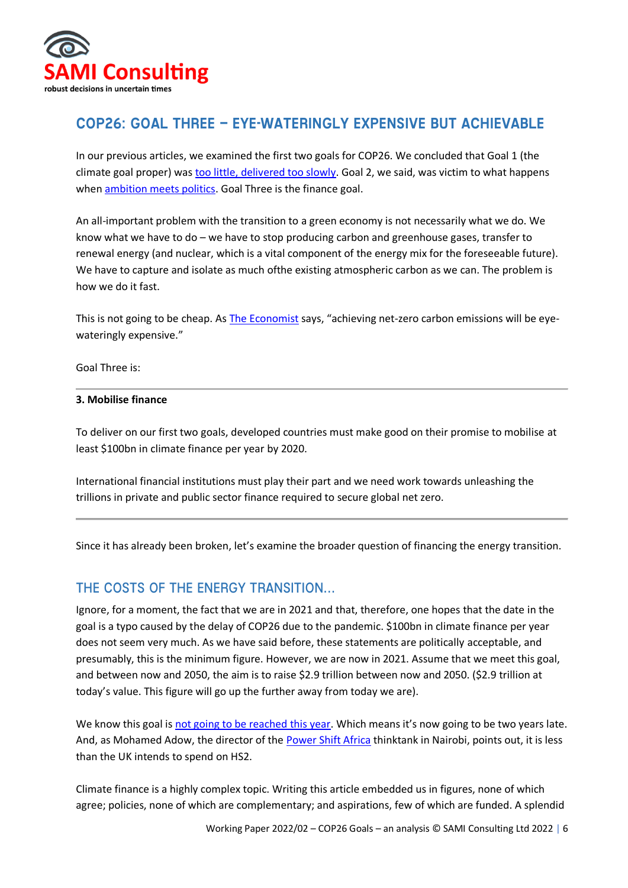## COP26: GOAL THREE – EYE-WATERINGLY EXPENSIVE BUT ACHIEVABLE

In our previous articles, we examined the first two goals for COP26. We concluded that Goal 1 (the climate goal proper) was too little, delivered too slowly. Goal 2, we said, was victim to what happens when ambition meets politics. Goal Three is the finance goal.

An all-important problem with the transition to a green economy is not necessarily what we do. We know what we have to do – we have to stop producing carbon and greenhouse gases, transfer to renewal energy (and nuclear, which is a vital component of the energy mix for the foreseeable future). We have to capture and isolate as much ofthe existing atmospheric carbon as we can. The problem is how we do it fast.

This is not going to be cheap. As The Economist says, "achieving net-zero carbon emissions will be eye-wateringly expensive."

Goal Three is:

---

**3. Mobilise finance**

To deliver on our first two goals, developed countries must make good on their promise to mobilise at least $100bn in climate finance per year by 2020.

International financial institutions must play their part and we need work towards unleashing the trillions in private and public sector finance required to secure global net zero.

---

Since it has already been broken, let's examine the broader question of financing the energy transition.

## THE COSTS OF THE ENERGY TRANSITION...

Ignore, for a moment, the fact that we are in 2021 and that, therefore, one hopes that the date in the goal is a typo caused by the delay of COP26 due to the pandemic. $100bn in climate finance per year does not seem very much. As we have said before, these statements are politically acceptable, and presumably, this is the minimum figure. However, we are now in 2021. Assume that we meet this goal, and between now and 2050, the aim is to raise $2.9 trillion between now and 2050. ($2.9 trillion at today's value. This figure will go up the further away from today we are).

We know this goal is not going to be reached this year. Which means it's now going to be two years late. And, as Mohamed Adow, the director of the Power Shift Africa thinktank in Nairobi, points out, it is less than the UK intends to spend on HS2.

Climate finance is a highly complex topic. Writing this article embedded us in figures, none of which agree; policies, none of which are complementary; and aspirations, few of which are funded. A splendid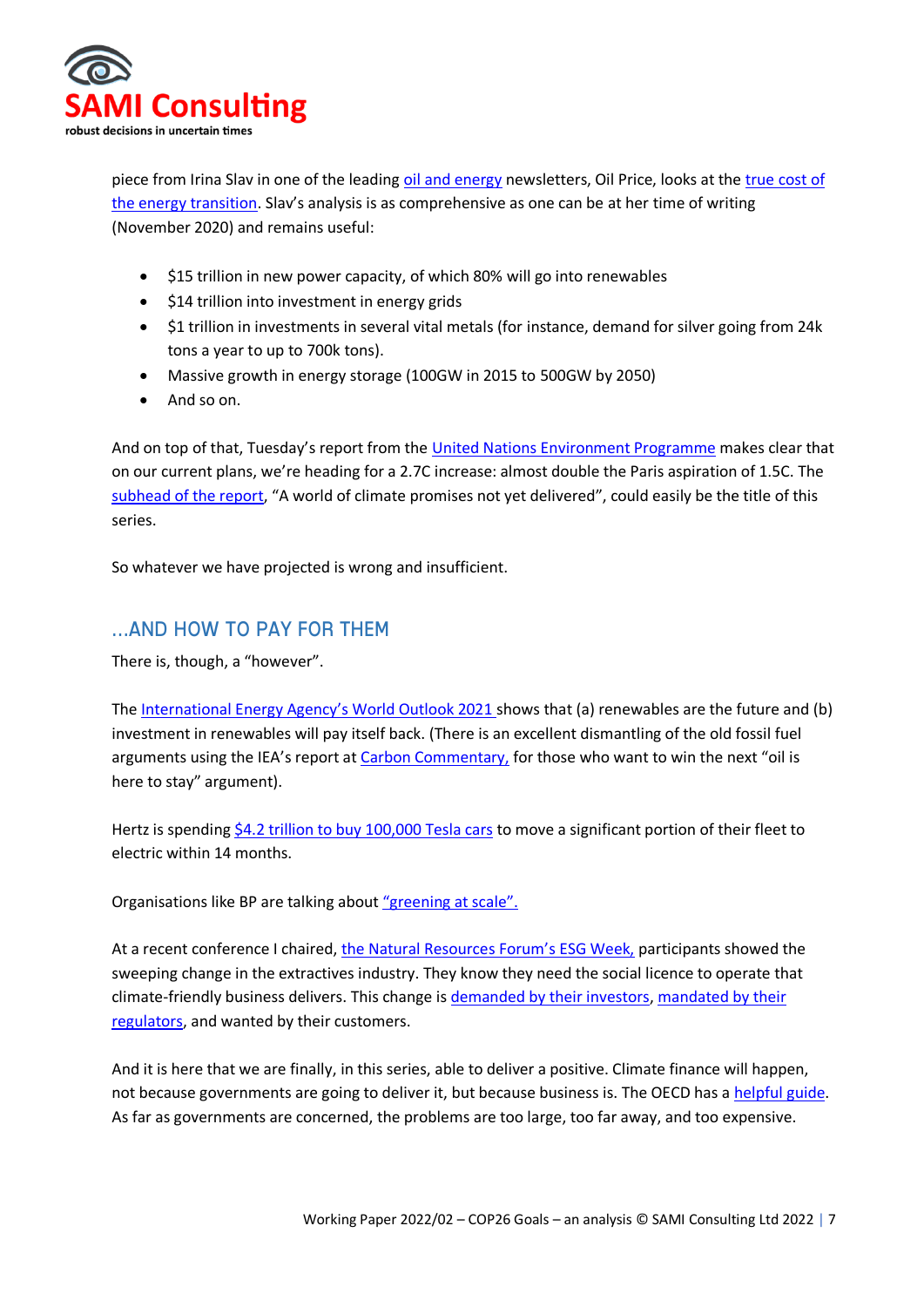piece from Irina Slav in one of the leading oil and energy newsletters, Oil Price, looks at the true cost of the energy transition. Slav's analysis is as comprehensive as one can be at her time of writing (November 2020) and remains useful:

- $15 trillion in new power capacity, of which 80% will go into renewables
- $14 trillion into investment in energy grids
- $1 trillion in investments in several vital metals (for instance, demand for silver going from 24k tons a year to up to 700k tons).
- Massive growth in energy storage (100GW in 2015 to 500GW by 2050)
- And so on.

And on top of that, Tuesday's report from the United Nations Environment Programme makes clear that on our current plans, we're heading for a 2.7C increase: almost double the Paris aspiration of 1.5C. The subhead of the report, "A world of climate promises not yet delivered", could easily be the title of this series.

So whatever we have projected is wrong and insufficient.

## ...AND HOW TO PAY FOR THEM

There is, though, a "however".

The International Energy Agency's World Outlook 2021 shows that (a) renewables are the future and (b) investment in renewables will pay itself back. (There is an excellent dismantling of the old fossil fuel arguments using the IEA's report at Carbon Commentary, for those who want to win the next "oil is here to stay" argument).

Hertz is spending $4.2 trillion to buy 100,000 Tesla cars to move a significant portion of their fleet to electric within 14 months.

Organisations like BP are talking about "greening at scale".

At a recent conference I chaired, the Natural Resources Forum's ESG Week, participants showed the sweeping change in the extractives industry. They know they need the social licence to operate that climate-friendly business delivers. This change is demanded by their investors, mandated by their regulators, and wanted by their customers.

And it is here that we are finally, in this series, able to deliver a positive. Climate finance will happen, not because governments are going to deliver it, but because business is. The OECD has a helpful guide. As far as governments are concerned, the problems are too large, too far away, and too expensive.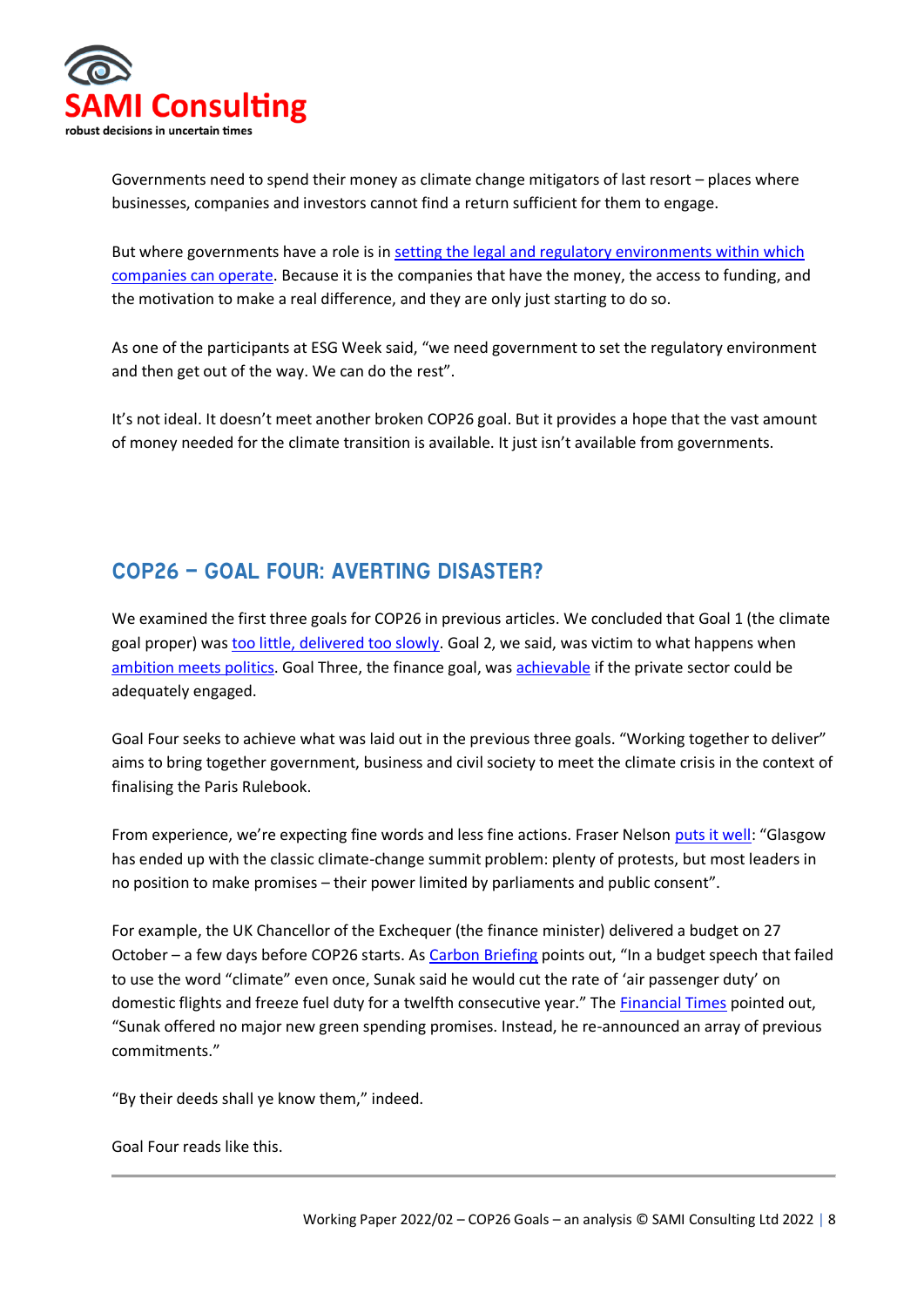Governments need to spend their money as climate change mitigators of last resort – places where businesses, companies and investors cannot find a return sufficient for them to engage.

But where governments have a role is in setting the legal and regulatory environments within which companies can operate. Because it is the companies that have the money, the access to funding, and the motivation to make a real difference, and they are only just starting to do so.

As one of the participants at ESG Week said, "we need government to set the regulatory environment and then get out of the way. We can do the rest".

It's not ideal. It doesn't meet another broken COP26 goal. But it provides a hope that the vast amount of money needed for the climate transition is available. It just isn't available from governments.

## COP26 – GOAL FOUR: AVERTING DISASTER?

We examined the first three goals for COP26 in previous articles. We concluded that Goal 1 (the climate goal proper) was too little, delivered too slowly. Goal 2, we said, was victim to what happens when ambition meets politics. Goal Three, the finance goal, was achievable if the private sector could be adequately engaged.

Goal Four seeks to achieve what was laid out in the previous three goals. "Working together to deliver" aims to bring together government, business and civil society to meet the climate crisis in the context of finalising the Paris Rulebook.

From experience, we're expecting fine words and less fine actions. Fraser Nelson puts it well: "Glasgow has ended up with the classic climate-change summit problem: plenty of protests, but most leaders in no position to make promises – their power limited by parliaments and public consent".

For example, the UK Chancellor of the Exchequer (the finance minister) delivered a budget on 27 October – a few days before COP26 starts. As Carbon Briefing points out, "In a budget speech that failed to use the word "climate" even once, Sunak said he would cut the rate of 'air passenger duty' on domestic flights and freeze fuel duty for a twelfth consecutive year." The Financial Times pointed out, "Sunak offered no major new green spending promises. Instead, he re-announced an array of previous commitments."

"By their deeds shall ye know them," indeed.

Goal Four reads like this.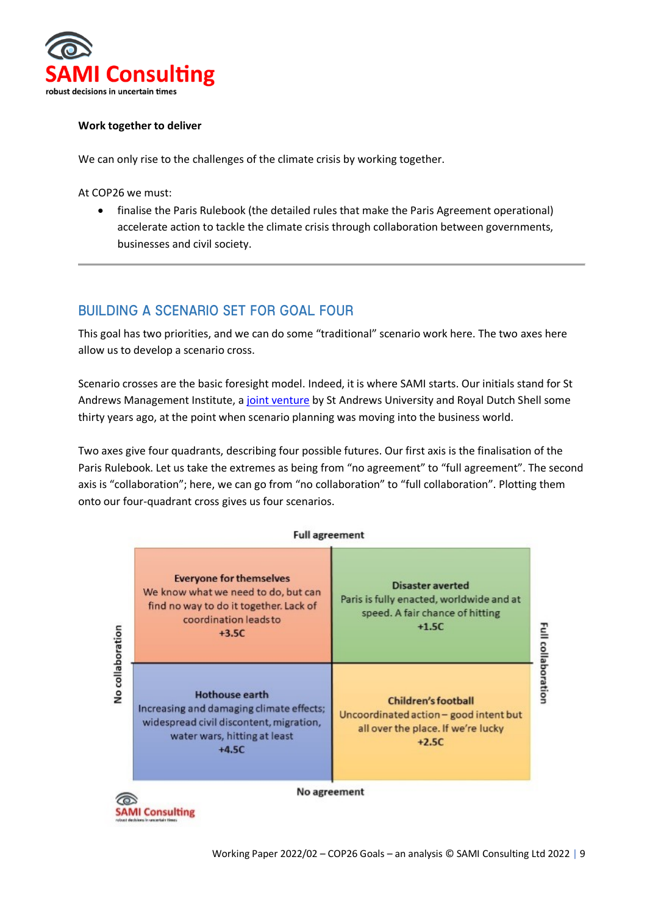**Work together to deliver**

We can only rise to the challenges of the climate crisis by working together.

At COP26 we must:

- finalise the Paris Rulebook (the detailed rules that make the Paris Agreement operational) accelerate action to tackle the climate crisis through collaboration between governments, businesses and civil society.

---

## BUILDING A SCENARIO SET FOR GOAL FOUR

This goal has two priorities, and we can do some "traditional" scenario work here. The two axes here allow us to develop a scenario cross.

Scenario crosses are the basic foresight model. Indeed, it is where SAMI starts. Our initials stand for St Andrews Management Institute, a [joint venture] by St Andrews University and Royal Dutch Shell some thirty years ago, at the point when scenario planning was moving into the business world.

Two axes give four quadrants, describing four possible futures. Our first axis is the finalisation of the Paris Rulebook. Let us take the extremes as being from "no agreement" to "full agreement". The second axis is "collaboration"; here, we can go from "no collaboration" to "full collaboration". Plotting them onto our four-quadrant cross gives us four scenarios.

**Full agreement**

| No collaboration | Full collaboration |
|---|---|
| **Everyone for themselves**<br>We know what we need to do, but can find no way to do it together. Lack of coordination leads to<br>**+3.5C** | **Disaster averted**<br>Paris is fully enacted, worldwide and at speed. A fair chance of hitting<br>**+1.5C** |
| **Hothouse earth**<br>Increasing and damaging climate effects; widespread civil discontent, migration, water wars, hitting at least<br>**+4.5C** | **Children's football**<br>Uncoordinated action – good intent but all over the place. If we're lucky<br>**+2.5C** |

**No agreement**

SAMI Consulting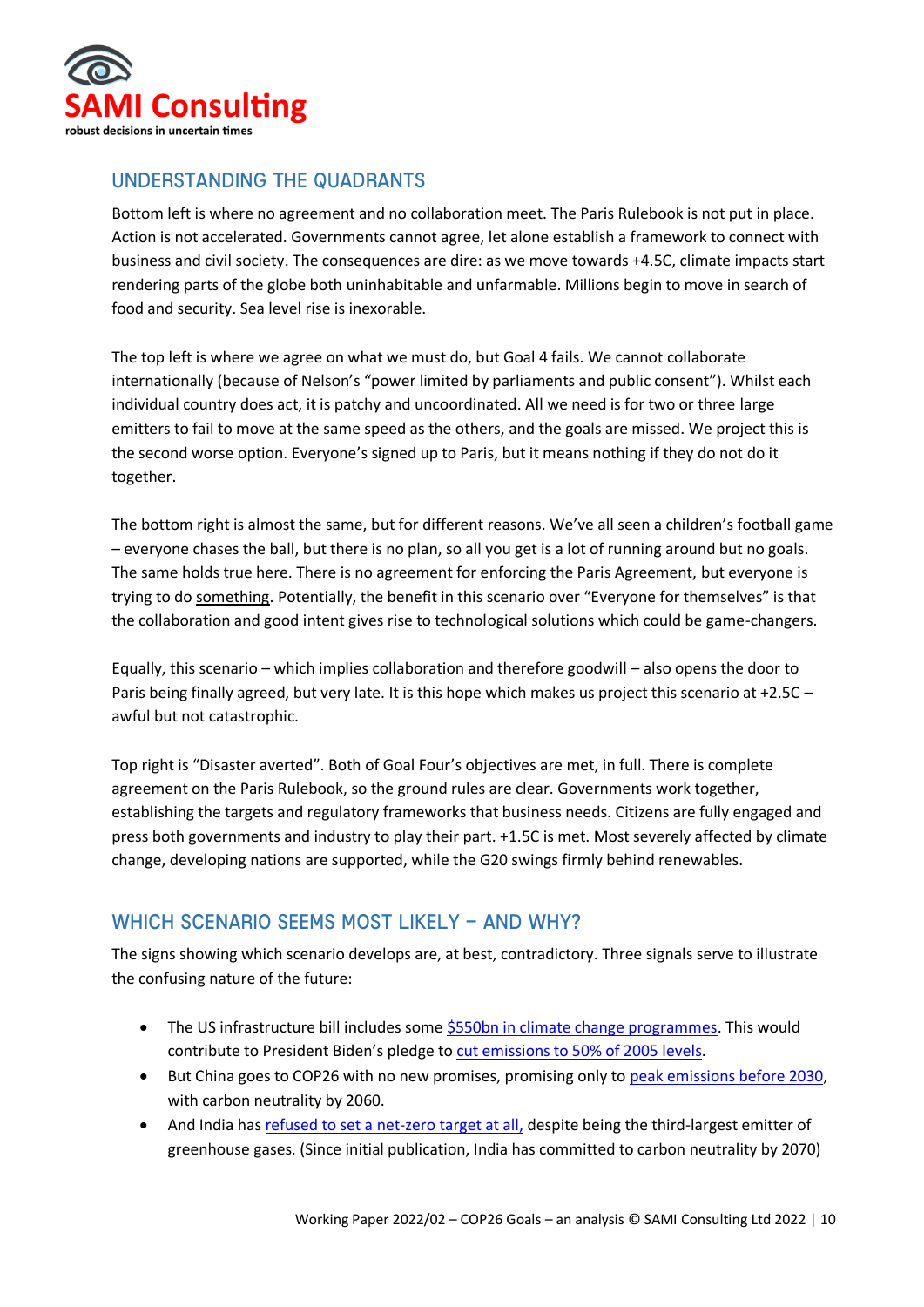## UNDERSTANDING THE QUADRANTS

Bottom left is where no agreement and no collaboration meet. The Paris Rulebook is not put in place. Action is not accelerated. Governments cannot agree, let alone establish a framework to connect with business and civil society. The consequences are dire: as we move towards +4.5C, climate impacts start rendering parts of the globe both uninhabitable and unfarmable. Millions begin to move in search of food and security. Sea level rise is inexorable.

The top left is where we agree on what we must do, but Goal 4 fails. We cannot collaborate internationally (because of Nelson's "power limited by parliaments and public consent"). Whilst each individual country does act, it is patchy and uncoordinated. All we need is for two or three large emitters to fail to move at the same speed as the others, and the goals are missed. We project this is the second worse option. Everyone's signed up to Paris, but it means nothing if they do not do it together.

The bottom right is almost the same, but for different reasons. We've all seen a children's football game – everyone chases the ball, but there is no plan, so all you get is a lot of running around but no goals. The same holds true here. There is no agreement for enforcing the Paris Agreement, but everyone is trying to do something. Potentially, the benefit in this scenario over "Everyone for themselves" is that the collaboration and good intent gives rise to technological solutions which could be game-changers.

Equally, this scenario – which implies collaboration and therefore goodwill – also opens the door to Paris being finally agreed, but very late. It is this hope which makes us project this scenario at +2.5C – awful but not catastrophic.

Top right is "Disaster averted". Both of Goal Four's objectives are met, in full. There is complete agreement on the Paris Rulebook, so the ground rules are clear. Governments work together, establishing the targets and regulatory frameworks that business needs. Citizens are fully engaged and press both governments and industry to play their part. +1.5C is met. Most severely affected by climate change, developing nations are supported, while the G20 swings firmly behind renewables.

## WHICH SCENARIO SEEMS MOST LIKELY – AND WHY?

The signs showing which scenario develops are, at best, contradictory. Three signals serve to illustrate the confusing nature of the future:

- The US infrastructure bill includes some $550bn in climate change programmes. This would contribute to President Biden's pledge to cut emissions to 50% of 2005 levels.
- But China goes to COP26 with no new promises, promising only to peak emissions before 2030, with carbon neutrality by 2060.
- And India has refused to set a net-zero target at all, despite being the third-largest emitter of greenhouse gases. (Since initial publication, India has committed to carbon neutrality by 2070)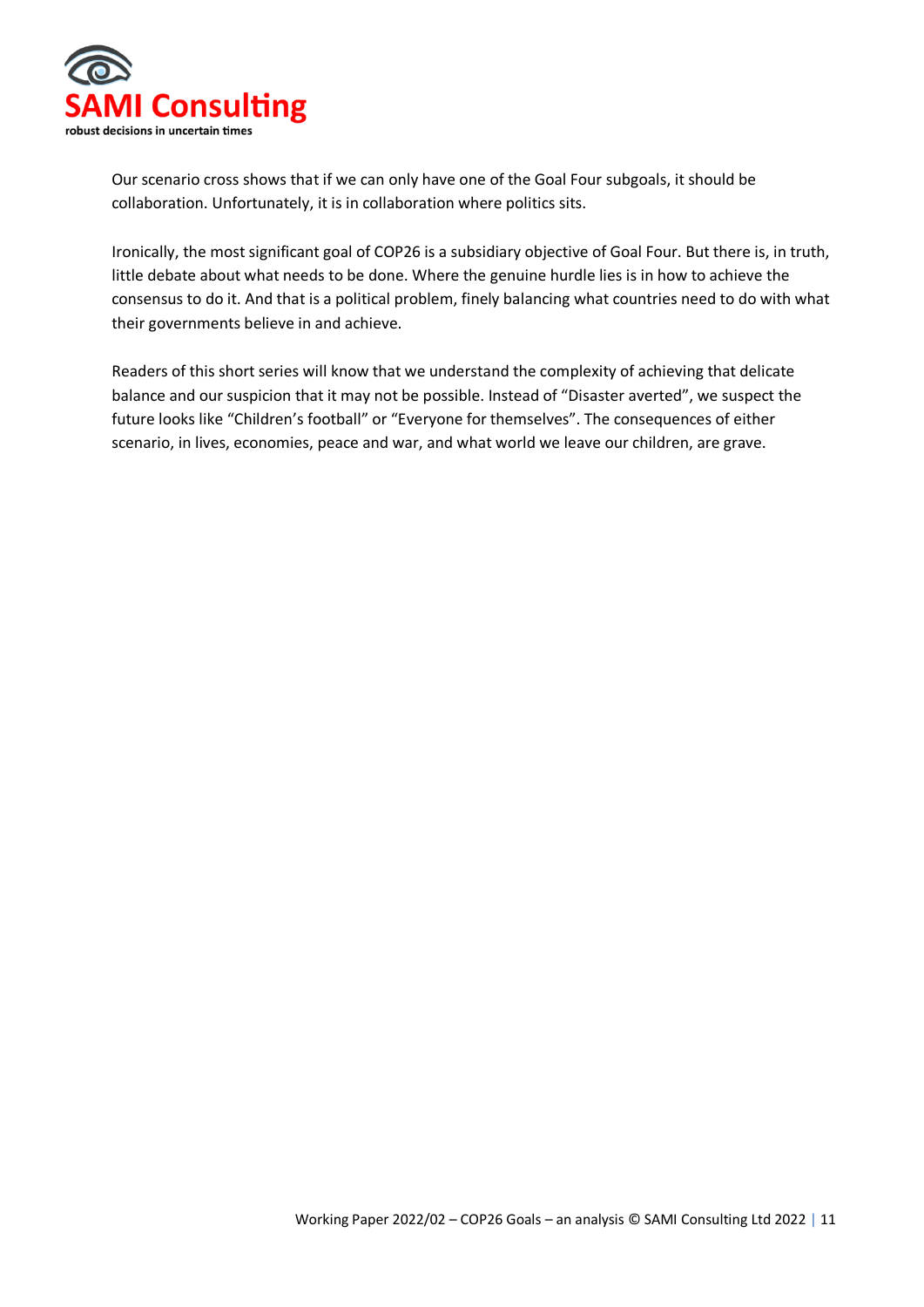Our scenario cross shows that if we can only have one of the Goal Four subgoals, it should be collaboration. Unfortunately, it is in collaboration where politics sits.

Ironically, the most significant goal of COP26 is a subsidiary objective of Goal Four. But there is, in truth, little debate about what needs to be done. Where the genuine hurdle lies is in how to achieve the consensus to do it. And that is a political problem, finely balancing what countries need to do with what their governments believe in and achieve.

Readers of this short series will know that we understand the complexity of achieving that delicate balance and our suspicion that it may not be possible. Instead of "Disaster averted", we suspect the future looks like "Children's football" or "Everyone for themselves". The consequences of either scenario, in lives, economies, peace and war, and what world we leave our children, are grave.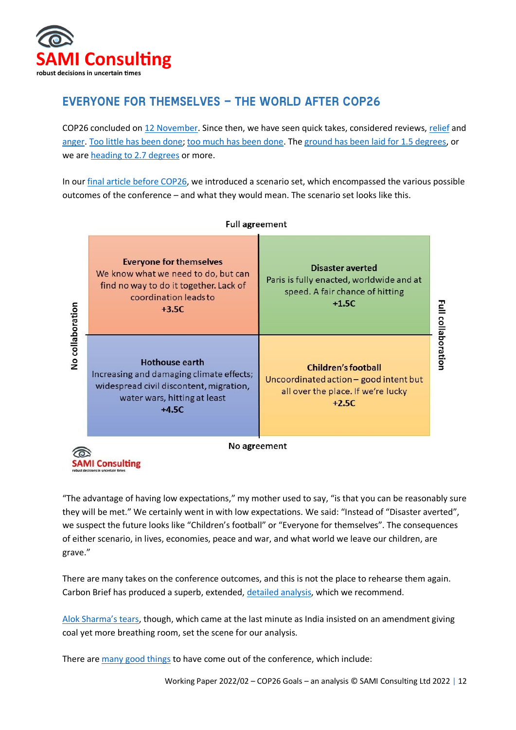## EVERYONE FOR THEMSELVES – THE WORLD AFTER COP26

COP26 concluded on 12 November. Since then, we have seen quick takes, considered reviews, relief and anger. Too little has been done; too much has been done. The ground has been laid for 1.5 degrees, or we are heading to 2.7 degrees or more.

In our final article before COP26, we introduced a scenario set, which encompassed the various possible outcomes of the conference – and what they would mean. The scenario set looks like this.

Full agreement

| | No collaboration | Full collaboration |
|---|---|---|
| **Full agreement** | **Everyone for themselves** We know what we need to do, but can find no way to do it together. Lack of coordination leads to **+3.5C** | **Disaster averted** Paris is fully enacted, worldwide and at speed. A fair chance of hitting **+1.5C** |
| **No agreement** | **Hothouse earth** Increasing and damaging climate effects; widespread civil discontent, migration, water wars, hitting at least **+4.5C** | **Children's football** Uncoordinated action – good intent but all over the place. If we're lucky **+2.5C** |

No agreement

"The advantage of having low expectations," my mother used to say, "is that you can be reasonably sure they will be met." We certainly went in with low expectations. We said: "Instead of "Disaster averted", we suspect the future looks like "Children's football" or "Everyone for themselves". The consequences of either scenario, in lives, economies, peace and war, and what world we leave our children, are grave."

There are many takes on the conference outcomes, and this is not the place to rehearse them again. Carbon Brief has produced a superb, extended, detailed analysis, which we recommend.

Alok Sharma's tears, though, which came at the last minute as India insisted on an amendment giving coal yet more breathing room, set the scene for our analysis.

There are many good things to have come out of the conference, which include: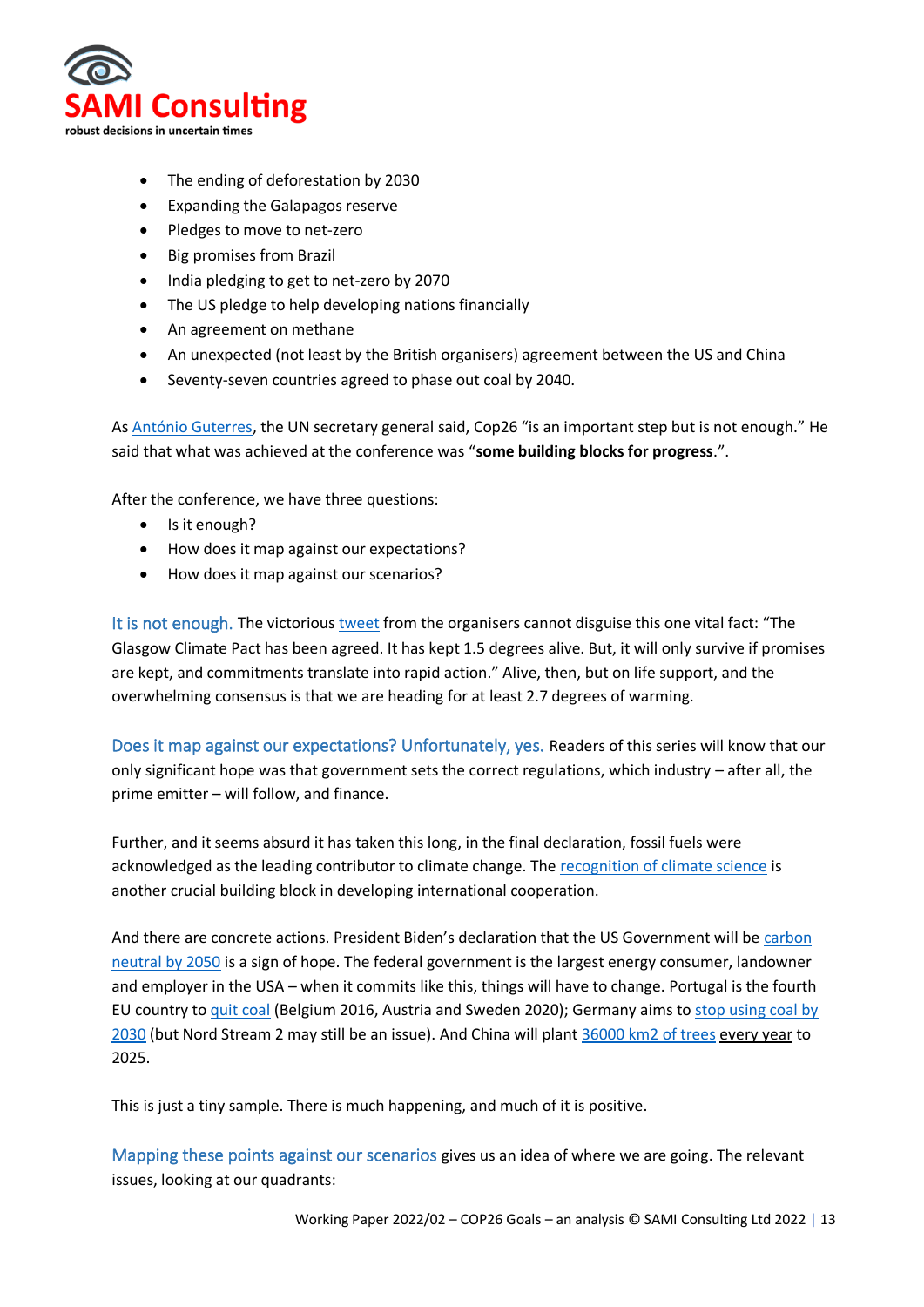- The ending of deforestation by 2030
- Expanding the Galapagos reserve
- Pledges to move to net-zero
- Big promises from Brazil
- India pledging to get to net-zero by 2070
- The US pledge to help developing nations financially
- An agreement on methane
- An unexpected (not least by the British organisers) agreement between the US and China
- Seventy-seven countries agreed to phase out coal by 2040.

As António Guterres, the UN secretary general said, Cop26 "is an important step but is not enough." He said that what was achieved at the conference was "**some building blocks for progress**.".

After the conference, we have three questions:

- Is it enough?
- How does it map against our expectations?
- How does it map against our scenarios?

It is not enough. The victorious tweet from the organisers cannot disguise this one vital fact: "The Glasgow Climate Pact has been agreed. It has kept 1.5 degrees alive. But, it will only survive if promises are kept, and commitments translate into rapid action." Alive, then, but on life support, and the overwhelming consensus is that we are heading for at least 2.7 degrees of warming.

Does it map against our expectations? Unfortunately, yes. Readers of this series will know that our only significant hope was that government sets the correct regulations, which industry – after all, the prime emitter – will follow, and finance.

Further, and it seems absurd it has taken this long, in the final declaration, fossil fuels were acknowledged as the leading contributor to climate change. The recognition of climate science is another crucial building block in developing international cooperation.

And there are concrete actions. President Biden's declaration that the US Government will be carbon neutral by 2050 is a sign of hope. The federal government is the largest energy consumer, landowner and employer in the USA – when it commits like this, things will have to change. Portugal is the fourth EU country to quit coal (Belgium 2016, Austria and Sweden 2020); Germany aims to stop using coal by 2030 (but Nord Stream 2 may still be an issue). And China will plant 36000 km2 of trees every year to 2025.

This is just a tiny sample. There is much happening, and much of it is positive.

Mapping these points against our scenarios gives us an idea of where we are going. The relevant issues, looking at our quadrants: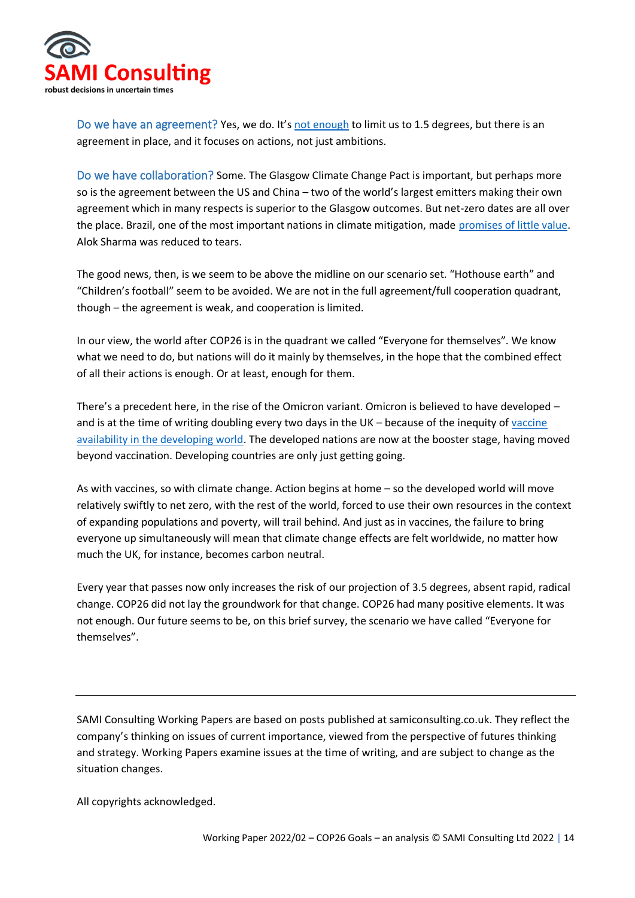**Do we have an agreement?** Yes, we do. It's not enough to limit us to 1.5 degrees, but there is an agreement in place, and it focuses on actions, not just ambitions.

**Do we have collaboration?** Some. The Glasgow Climate Change Pact is important, but perhaps more so is the agreement between the US and China – two of the world's largest emitters making their own agreement which in many respects is superior to the Glasgow outcomes. But net-zero dates are all over the place. Brazil, one of the most important nations in climate mitigation, made promises of little value. Alok Sharma was reduced to tears.

The good news, then, is we seem to be above the midline on our scenario set. "Hothouse earth" and "Children's football" seem to be avoided. We are not in the full agreement/full cooperation quadrant, though – the agreement is weak, and cooperation is limited.

In our view, the world after COP26 is in the quadrant we called "Everyone for themselves". We know what we need to do, but nations will do it mainly by themselves, in the hope that the combined effect of all their actions is enough. Or at least, enough for them.

There's a precedent here, in the rise of the Omicron variant. Omicron is believed to have developed – and is at the time of writing doubling every two days in the UK – because of the inequity of vaccine availability in the developing world. The developed nations are now at the booster stage, having moved beyond vaccination. Developing countries are only just getting going.

As with vaccines, so with climate change. Action begins at home – so the developed world will move relatively swiftly to net zero, with the rest of the world, forced to use their own resources in the context of expanding populations and poverty, will trail behind. And just as in vaccines, the failure to bring everyone up simultaneously will mean that climate change effects are felt worldwide, no matter how much the UK, for instance, becomes carbon neutral.

Every year that passes now only increases the risk of our projection of 3.5 degrees, absent rapid, radical change. COP26 did not lay the groundwork for that change. COP26 had many positive elements. It was not enough. Our future seems to be, on this brief survey, the scenario we have called "Everyone for themselves".

---

SAMI Consulting Working Papers are based on posts published at samiconsulting.co.uk. They reflect the company's thinking on issues of current importance, viewed from the perspective of futures thinking and strategy. Working Papers examine issues at the time of writing, and are subject to change as the situation changes.

All copyrights acknowledged.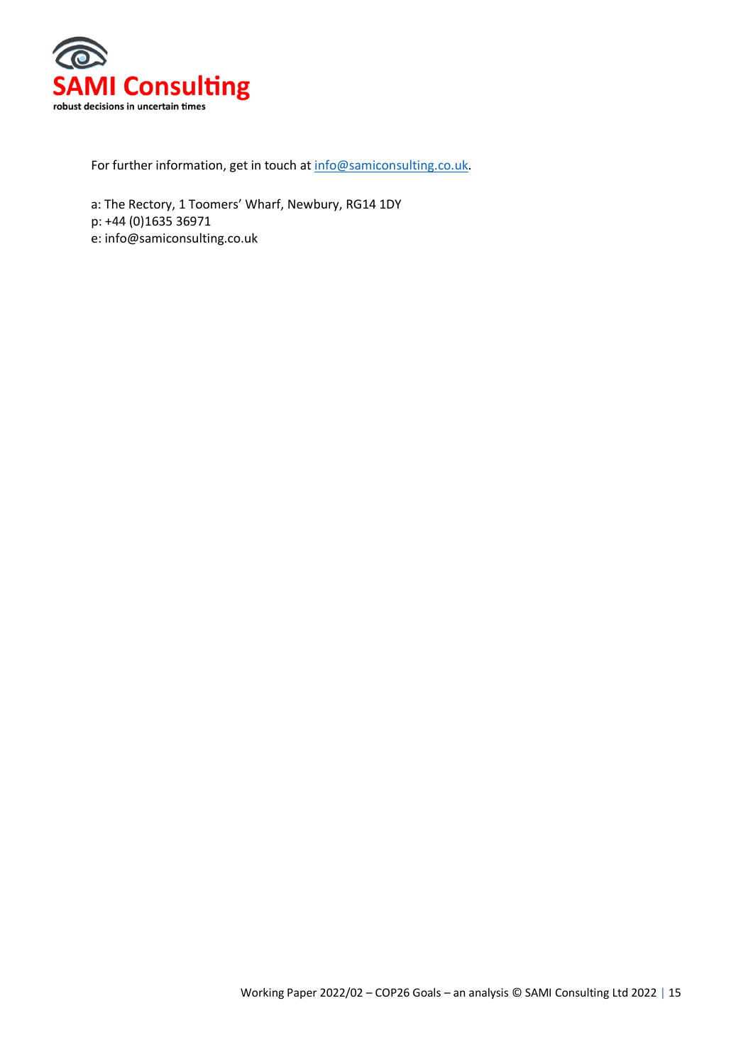**SAMI Consulting**

robust decisions in uncertain times

For further information, get in touch at info@samiconsulting.co.uk.

a: The Rectory, 1 Toomers' Wharf, Newbury, RG14 1DY
p: +44 (0)1635 36971
e: info@samiconsulting.co.uk